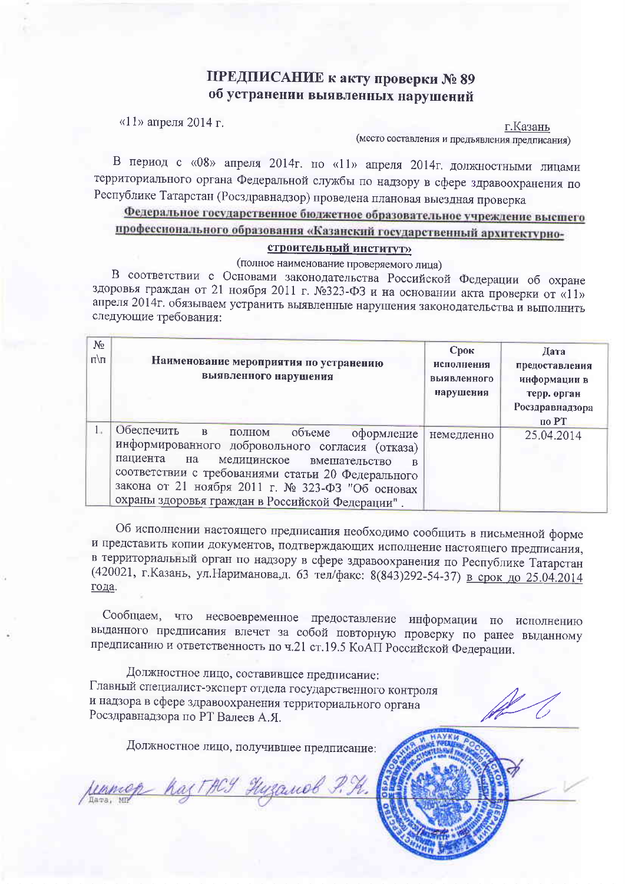# ПРЕДПИСАНИЕ к акту проверки № 89
## об устранении выявленных нарушений

«11» апреля 2014 г.

г.Казань
(место составления и предъявления предписания)

В период с «08» апреля 2014г. по «11» апреля 2014г. должностными лицами территориального органа Федеральной службы по надзору в сфере здравоохранения по Республике Татарстан (Росздравнадзор) проведена плановая выездная проверка

**Федеральное государственное бюджетное образовательное учреждение высшего профессионального образования «Казанский государственный архитектурно-строительный институт»**

(полное наименование проверяемого лица)

В соответствии с Основами законодательства Российской Федерации об охране здоровья граждан от 21 ноября 2011 г. №323-ФЗ и на основании акта проверки от «11» апреля 2014г. обязываем устранить выявленные нарушения законодательства и выполнить следующие требования:

| № п\п | Наименование мероприятия по устранению выявленного нарушения | Срок исполнения выявленного нарушения | Дата предоставления информации в терр. орган Росздравнадзора по РТ |
|---|---|---|---|
| 1. | Обеспечить в полном объеме оформление информированного добровольного согласия (отказа) пациента на медицинское вмешательство в соответствии с требованиями статьи 20 Федерального закона от 21 ноября 2011 г. № 323-ФЗ "Об основах охраны здоровья граждан в Российской Федерации". | немедленно | 25.04.2014 |

Об исполнении настоящего предписания необходимо сообщить в письменной форме и представить копии документов, подтверждающих исполнение настоящего предписания, в территориальный орган по надзору в сфере здравоохранения по Республике Татарстан (420021, г.Казань, ул.Нариманова,д. 63 тел/факс: 8(843)292-54-37) в срок до 25.04.2014 года.

Сообщаем, что несвоевременное предоставление информации по исполнению выданного предписания влечет за собой повторную проверку по ранее выданному предписанию и ответственность по ч.21 ст.19.5 КоАП Российской Федерации.

Должностное лицо, составившее предписание:
Главный специалист-эксперт отдела государственного контроля и надзора в сфере здравоохранения территориального органа Росздравнадзора по РТ Валеев А.Я.

Должностное лицо, получившее предписание:

ректор КазГАСУ Низамов Р.К.

Дата, МП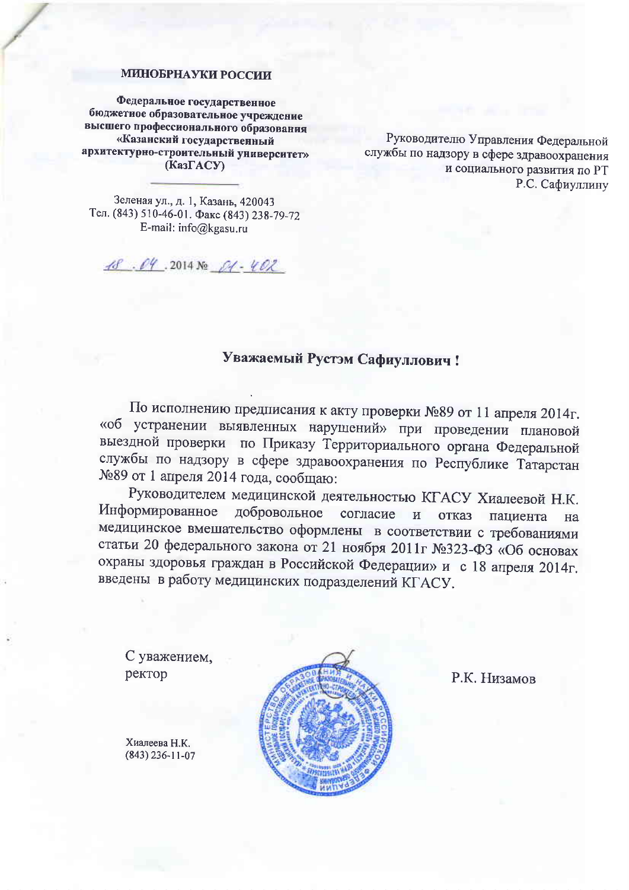**МИНОБРНАУКИ РОССИИ**

**Федеральное государственное бюджетное образовательное учреждение высшего профессионального образования «Казанский государственный архитектурно-строительный университет» (КазГАСУ)**

Зеленая ул., д. 1, Казань, 420043
Тел. (843) 510-46-01. Факс (843) 238-79-72
E-mail: info@kgasu.ru

18 . 04 . 2014 № 01- 402

Руководителю Управления Федеральной службы по надзору в сфере здравоохранения и социального развития по РТ
Р.С. Сафиуллину

**Уважаемый Рустэм Сафиуллович !**

По исполнению предписания к акту проверки №89 от 11 апреля 2014г. «об устранении выявленных нарушений» при проведении плановой выездной проверки по Приказу Территориального органа Федеральной службы по надзору в сфере здравоохранения по Республике Татарстан №89 от 1 апреля 2014 года, сообщаю:

Руководителем медицинской деятельностью КГАСУ Хиалеевой Н.К. Информированное добровольное согласие и отказ пациента на медицинское вмешательство оформлены в соответствии с требованиями статьи 20 федерального закона от 21 ноября 2011г №323-ФЗ «Об основах охраны здоровья граждан в Российской Федерации» и с 18 апреля 2014г. введены в работу медицинских подразделений КГАСУ.

С уважением,
ректор Р.К. Низамов

Хиалеева Н.К.
(843) 236-11-07